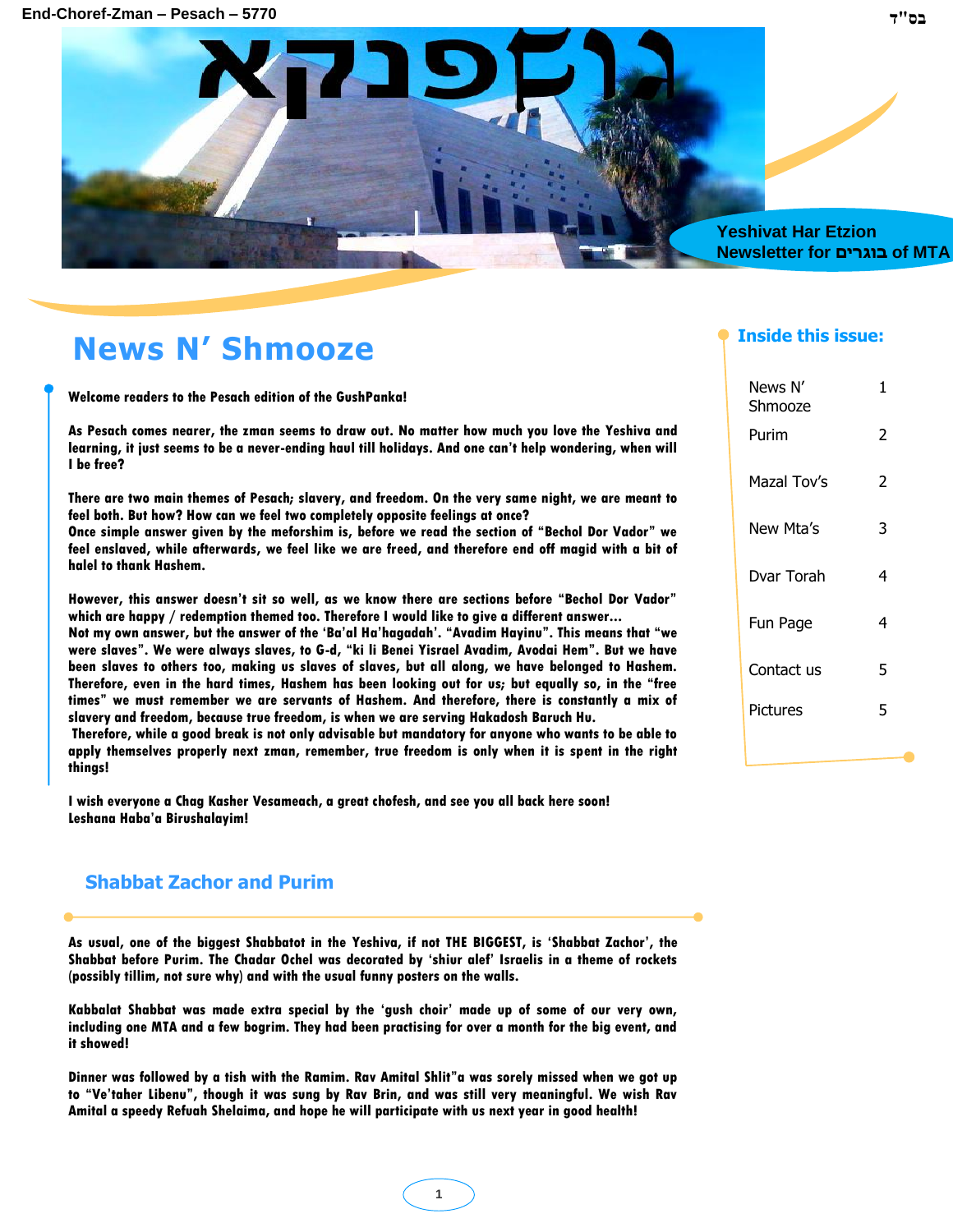End-Choref-Zman – Pesach – 5770

בס"ד

# גוּשפנקא

Yeshivat Har Etzion
Newsletter for בוגרים of MTA

## News N' Shmooze

**Welcome readers to the Pesach edition of the GushPanka!**

**As Pesach comes nearer, the zman seems to draw out. No matter how much you love the Yeshiva and learning, it just seems to be a never-ending haul till holidays. And one can't help wondering, when will I be free?**

**There are two main themes of Pesach; slavery, and freedom. On the very same night, we are meant to feel both. But how? How can we feel two completely opposite feelings at once?**
**Once simple answer given by the meforshim is, before we read the section of "Bechol Dor Vador" we feel enslaved, while afterwards, we feel like we are freed, and therefore end off magid with a bit of halel to thank Hashem.**

**However, this answer doesn't sit so well, as we know there are sections before "Bechol Dor Vador" which are happy / redemption themed too. Therefore I would like to give a different answer...**
**Not my own answer, but the answer of the 'Ba'al Ha'hagadah'. "Avadim Hayinu". This means that "we were slaves". We were always slaves, to G-d, "ki li Benei Yisrael Avadim, Avodai Hem". But we have been slaves to others too, making us slaves of slaves, but all along, we have belonged to Hashem. Therefore, even in the hard times, Hashem has been looking out for us; but equally so, in the "free times" we must remember we are servants of Hashem. And therefore, there is constantly a mix of slavery and freedom, because true freedom, is when we are serving Hakadosh Baruch Hu.**
**Therefore, while a good break is not only advisable but mandatory for anyone who wants to be able to apply themselves properly next zman, remember, true freedom is only when it is spent in the right things!**

**I wish everyone a Chag Kasher Vesameach, a great chofesh, and see you all back here soon!**
**Leshana Haba'a Birushalayim!**

### Inside this issue:

| | |
|---|---|
| News N' Shmooze | 1 |
| Purim | 2 |
| Mazal Tov's | 2 |
| New Mta's | 3 |
| Dvar Torah | 4 |
| Fun Page | 4 |
| Contact us | 5 |
| Pictures | 5 |

## Shabbat Zachor and Purim

**As usual, one of the biggest Shabbatot in the Yeshiva, if not THE BIGGEST, is 'Shabbat Zachor', the Shabbat before Purim. The Chadar Ochel was decorated by 'shiur alef' Israelis in a theme of rockets (possibly tillim, not sure why) and with the usual funny posters on the walls.**

**Kabbalat Shabbat was made extra special by the 'gush choir' made up of some of our very own, including one MTA and a few bogrim. They had been practising for over a month for the big event, and it showed!**

**Dinner was followed by a tish with the Ramim. Rav Amital Shlit"a was sorely missed when we got up to "Ve'taher Libenu", though it was sung by Rav Brin, and was still very meaningful. We wish Rav Amital a speedy Refuah Shelaima, and hope he will participate with us next year in good health!**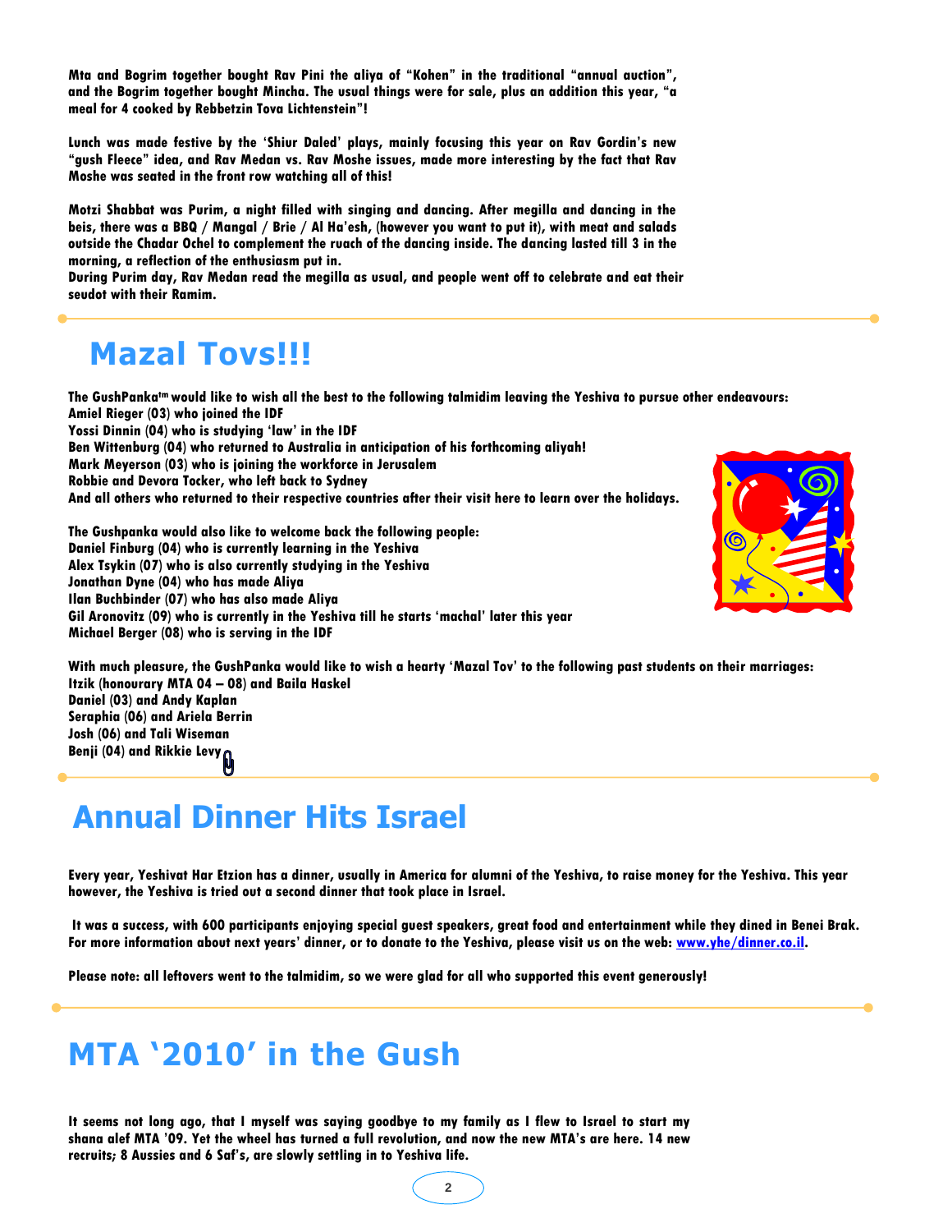**Mta and Bogrim together bought Rav Pini the aliya of "Kohen" in the traditional "annual auction", and the Bogrim together bought Mincha. The usual things were for sale, plus an addition this year, "a meal for 4 cooked by Rebbetzin Tova Lichtenstein"!**

**Lunch was made festive by the 'Shiur Daled' plays, mainly focusing this year on Rav Gordin's new "gush Fleece" idea, and Rav Medan vs. Rav Moshe issues, made more interesting by the fact that Rav Moshe was seated in the front row watching all of this!**

**Motzi Shabbat was Purim, a night filled with singing and dancing. After megilla and dancing in the beis, there was a BBQ / Mangal / Brie / Al Ha'esh, (however you want to put it), with meat and salads outside the Chadar Ochel to complement the ruach of the dancing inside. The dancing lasted till 3 in the morning, a reflection of the enthusiasm put in.**
**During Purim day, Rav Medan read the megilla as usual, and people went off to celebrate and eat their seudot with their Ramim.**

# Mazal Tovs!!!

**The GushPanka™ would like to wish all the best to the following talmidim leaving the Yeshiva to pursue other endeavours:**
**Amiel Rieger (03) who joined the IDF**
**Yossi Dinnin (04) who is studying 'law' in the IDF**
**Ben Wittenburg (04) who returned to Australia in anticipation of his forthcoming aliyah!**
**Mark Meyerson (03) who is joining the workforce in Jerusalem**
**Robbie and Devora Tocker, who left back to Sydney**
**And all others who returned to their respective countries after their visit here to learn over the holidays.**

**The Gushpanka would also like to welcome back the following people:**
**Daniel Finburg (04) who is currently learning in the Yeshiva**
**Alex Tsykin (07) who is also currently studying in the Yeshiva**
**Jonathan Dyne (04) who has made Aliya**
**Ilan Buchbinder (07) who has also made Aliya**
**Gil Aronovitz (09) who is currently in the Yeshiva till he starts 'machal' later this year**
**Michael Berger (08) who is serving in the IDF**

**With much pleasure, the GushPanka would like to wish a hearty 'Mazal Tov' to the following past students on their marriages:**
**Itzik (honourary MTA 04 – 08) and Baila Haskel**
**Daniel (03) and Andy Kaplan**
**Seraphia (06) and Ariela Berrin**
**Josh (06) and Tali Wiseman**
**Benji (04) and Rikkie Levy**

# Annual Dinner Hits Israel

**Every year, Yeshivat Har Etzion has a dinner, usually in America for alumni of the Yeshiva, to raise money for the Yeshiva. This year however, the Yeshiva is tried out a second dinner that took place in Israel.**

**It was a success, with 600 participants enjoying special guest speakers, great food and entertainment while they dined in Benei Brak. For more information about next years' dinner, or to donate to the Yeshiva, please visit us on the web: www.yhe/dinner.co.il.**

**Please note: all leftovers went to the talmidim, so we were glad for all who supported this event generously!**

# MTA '2010' in the Gush

**It seems not long ago, that I myself was saying goodbye to my family as I flew to Israel to start my shana alef MTA '09. Yet the wheel has turned a full revolution, and now the new MTA's are here. 14 new recruits; 8 Aussies and 6 Saf's, are slowly settling in to Yeshiva life.**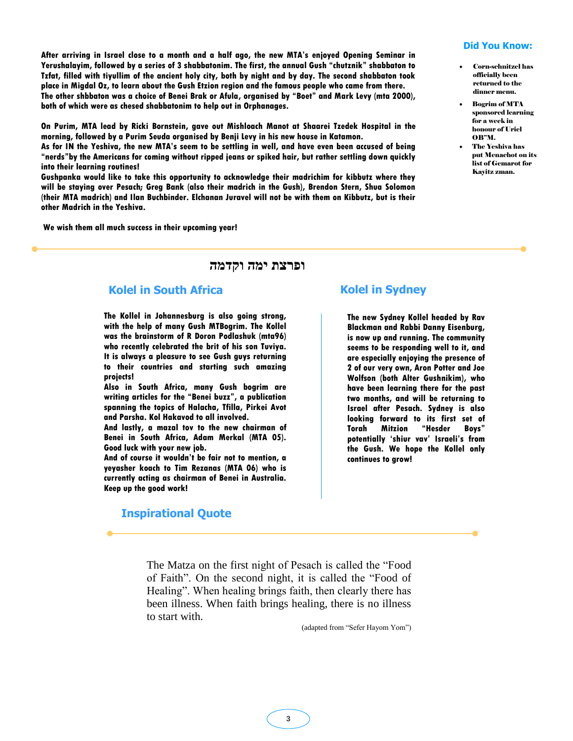**After arriving in Israel close to a month and a half ago, the new MTA's enjoyed Opening Seminar in Yerushalayim, followed by a series of 3 shabbatonim. The first, the annual Gush "chutznik" shabbaton to Tzfat, filled with tiyullim of the ancient holy city, both by night and by day. The second shabbaton took place in Migdal Oz, to learn about the Gush Etzion region and the famous people who came from there. The other shbbaton was a choice of Benei Brak or Afula, organised by "Boet" and Mark Levy (mta 2000), both of which were as chesed shabbatonim to help out in Orphanages.**

**On Purim, MTA lead by Ricki Bornstein, gave out Mishloach Manot at Shaarei Tzedek Hospital in the morning, followed by a Purim Seuda organised by Benji Levy in his new house in Katamon.**
**As for IN the Yeshiva, the new MTA's seem to be settling in well, and have even been accused of being "nerds"by the Americans for coming without ripped jeans or spiked hair, but rather settling down quickly into their learning routines!**
**Gushpanka would like to take this opportunity to acknowledge their madrichim for kibbutz where they will be staying over Pesach; Greg Bank (also their madrich in the Gush), Brendon Stern, Shua Solomon (their MTA madrich) and Ilan Buchbinder. Elchanan Juravel will not be with them on Kibbutz, but is their other Madrich in the Yeshiva.**

**We wish them all much success in their upcoming year!**

## Did You Know:

- **Corn-schnitzel has officially been returned to the dinner menu.**
- **Bogrim of MTA sponsored learning for a week in honour of Uriel OB"M.**
- **The Yeshiva has put Menachot on its list of Gemarot for Kayitz zman.**

# ופרצת ימה וקדמה

## Kolel in South Africa

**The Kollel in Johannesburg is also going strong, with the help of many Gush MTBogrim. The Kollel was the brainstorm of R Doron Podlashuk (mta96) who recently celebrated the brit of his son Tuviya. It is always a pleasure to see Gush guys returning to their countries and starting such amazing projects!**
**Also in South Africa, many Gush bogrim are writing articles for the "Benei buzz", a publication spanning the topics of Halacha, Tfilla, Pirkei Avot and Parsha. Kol Hakavod to all involved.**
**And lastly, a mazal tov to the new chairman of Benei in South Africa, Adam Merkal (MTA 05). Good luck with your new job.**
**And of course it wouldn't be fair not to mention, a yeyasher koach to Tim Rezanas (MTA 06) who is currently acting as chairman of Benei in Australia. Keep up the good work!**

## Kolel in Sydney

**The new Sydney Kollel headed by Rav Blackman and Rabbi Danny Eisenburg, is now up and running. The community seems to be responding well to it, and are especially enjoying the presence of 2 of our very own, Aron Potter and Joe Wolfson (both Alter Gushnikim), who have been learning there for the past two months, and will be returning to Israel after Pesach. Sydney is also looking forward to its first set of Torah Mitzion "Hesder Boys" potentially 'shiur vav' Israeli's from the Gush. We hope the Kollel only continues to grow!**

## Inspirational Quote

The Matza on the first night of Pesach is called the "Food of Faith". On the second night, it is called the "Food of Healing". When healing brings faith, then clearly there has been illness. When faith brings healing, there is no illness to start with.

(adapted from "Sefer Hayom Yom")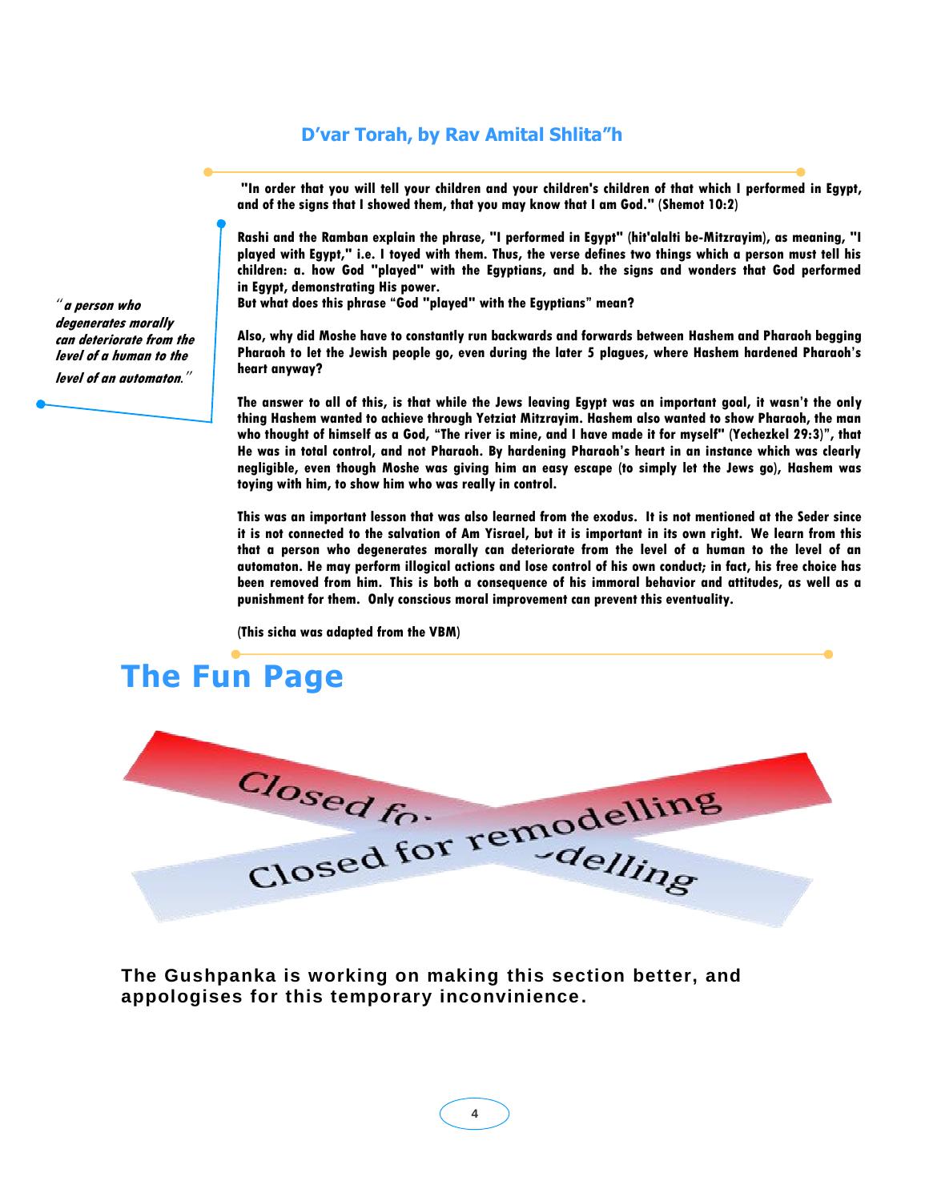## D'var Torah, by Rav Amital Shlita"h

> *"a person who degenerates morally can deteriorate from the level of a human to the level of an automaton."*

**"In order that you will tell your children and your children's children of that which I performed in Egypt, and of the signs that I showed them, that you may know that I am God." (Shemot 10:2)**

**Rashi and the Ramban explain the phrase, "I performed in Egypt" (hit'alalti be-Mitzrayim), as meaning, "I played with Egypt," i.e. I toyed with them. Thus, the verse defines two things which a person must tell his children: a. how God "played" with the Egyptians, and b. the signs and wonders that God performed in Egypt, demonstrating His power.**
**But what does this phrase "God "played" with the Egyptians" mean?**

**Also, why did Moshe have to constantly run backwards and forwards between Hashem and Pharaoh begging Pharaoh to let the Jewish people go, even during the later 5 plagues, where Hashem hardened Pharaoh's heart anyway?**

**The answer to all of this, is that while the Jews leaving Egypt was an important goal, it wasn't the only thing Hashem wanted to achieve through Yetziat Mitzrayim. Hashem also wanted to show Pharaoh, the man who thought of himself as a God, "The river is mine, and I have made it for myself" (Yechezkel 29:3)", that He was in total control, and not Pharaoh. By hardening Pharaoh's heart in an instance which was clearly negligible, even though Moshe was giving him an easy escape (to simply let the Jews go), Hashem was toying with him, to show him who was really in control.**

**This was an important lesson that was also learned from the exodus. It is not mentioned at the Seder since it is not connected to the salvation of Am Yisrael, but it is important in its own right. We learn from this that a person who degenerates morally can deteriorate from the level of a human to the level of an automaton. He may perform illogical actions and lose control of his own conduct; in fact, his free choice has been removed from him. This is both a consequence of his immoral behavior and attitudes, as well as a punishment for them. Only conscious moral improvement can prevent this eventuality.**

**(This sicha was adapted from the VBM)**

# The Fun Page

Closed for remodelling

Closed for remodelling

**The Gushpanka is working on making this section better, and appologises for this temporary inconvinience.**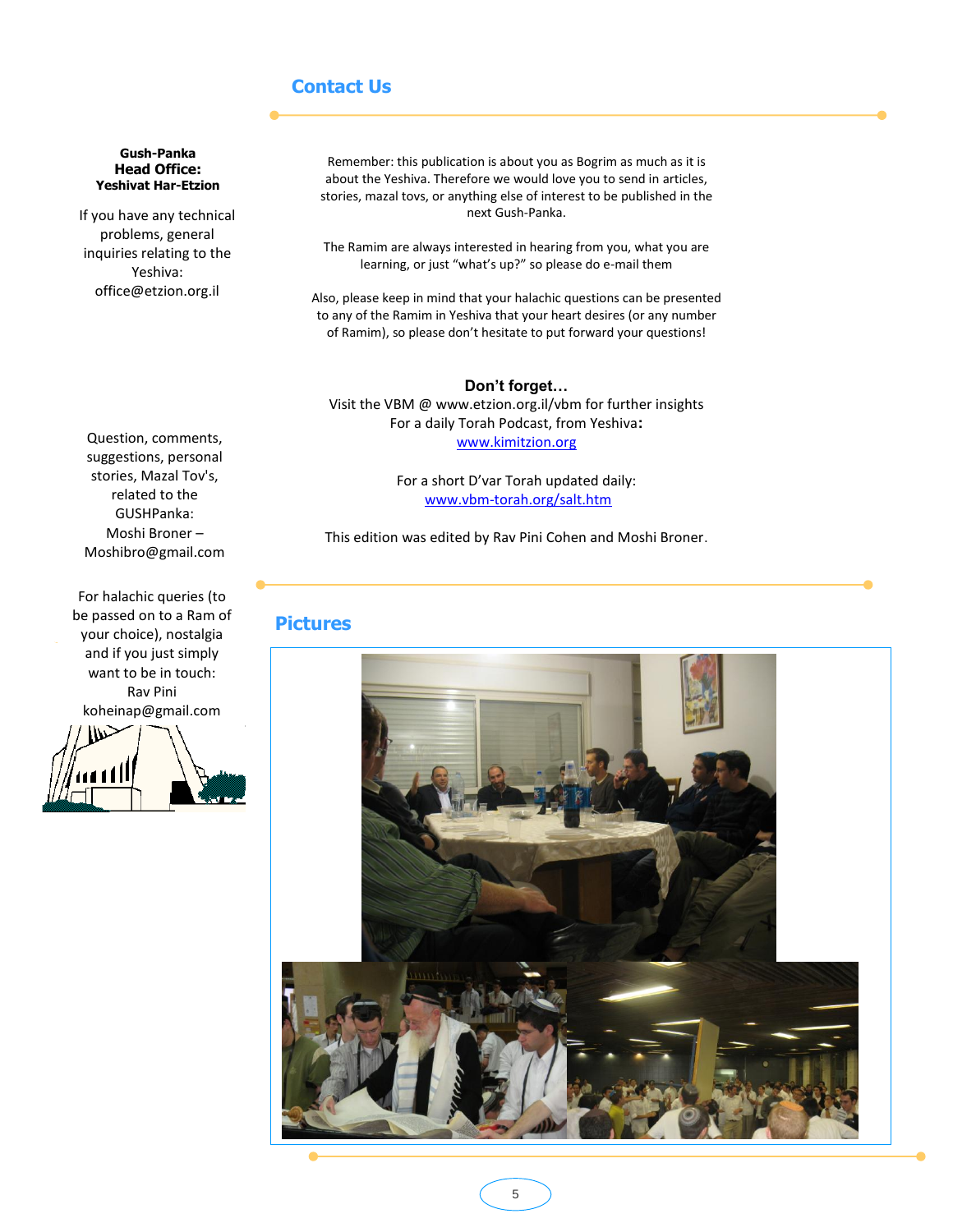## Contact Us

**Gush-Panka**
**Head Office:**
**Yeshivat Har-Etzion**

If you have any technical problems, general inquiries relating to the Yeshiva:
office@etzion.org.il

Question, comments, suggestions, personal stories, Mazal Tov's, related to the GUSHPanka:
Moshi Broner –
Moshibro@gmail.com

For halachic queries (to be passed on to a Ram of your choice), nostalgia and if you just simply want to be in touch:
Rav Pini
koheinap@gmail.com

Remember: this publication is about you as Bogrim as much as it is about the Yeshiva. Therefore we would love you to send in articles, stories, mazal tovs, or anything else of interest to be published in the next Gush-Panka.

The Ramim are always interested in hearing from you, what you are learning, or just "what's up?" so please do e-mail them

Also, please keep in mind that your halachic questions can be presented to any of the Ramim in Yeshiva that your heart desires (or any number of Ramim), so please don't hesitate to put forward your questions!

**Don't forget…**

Visit the VBM @ www.etzion.org.il/vbm for further insights
For a daily Torah Podcast, from Yeshiva**:**
www.kimitzion.org

For a short D'var Torah updated daily:
www.vbm-torah.org/salt.htm

This edition was edited by Rav Pini Cohen and Moshi Broner.

## Pictures